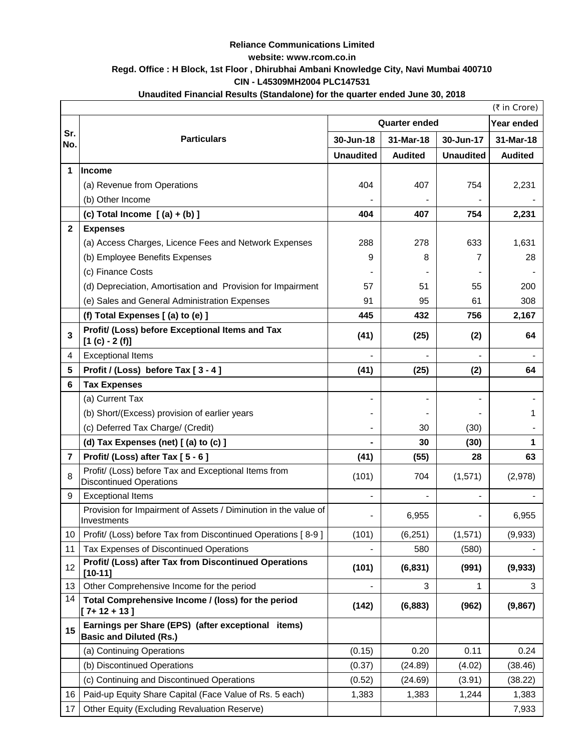**Reliance Communications Limited**

**website: www.rcom.co.in**

**Regd. Office : H Block, 1st Floor , Dhirubhai Ambani Knowledge City, Navi Mumbai 400710**

**CIN - L45309MH2004 PLC147531**

**Unaudited Financial Results (Standalone) for the quarter ended June 30, 2018**

(₹ in Crore)

| Sr. No. | Particulars | Quarter ended | | | Year ended |
|---|---|---|---|---|---|
| | | 30-Jun-18 | 31-Mar-18 | 30-Jun-17 | 31-Mar-18 |
| | | Unaudited | Audited | Unaudited | Audited |
| 1 | **Income** | | | | |
| | (a) Revenue from Operations | 404 | 407 | 754 | 2,231 |
| | (b) Other Income | - | - | - | - |
| | **(c) Total Income [ (a) + (b) ]** | **404** | **407** | **754** | **2,231** |
| 2 | **Expenses** | | | | |
| | (a) Access Charges, Licence Fees and Network Expenses | 288 | 278 | 633 | 1,631 |
| | (b) Employee Benefits Expenses | 9 | 8 | 7 | 28 |
| | (c) Finance Costs | - | - | - | - |
| | (d) Depreciation, Amortisation and Provision for Impairment | 57 | 51 | 55 | 200 |
| | (e) Sales and General Administration Expenses | 91 | 95 | 61 | 308 |
| | **(f) Total Expenses [ (a) to (e) ]** | **445** | **432** | **756** | **2,167** |
| 3 | **Profit/ (Loss) before Exceptional Items and Tax [1 (c) - 2 (f)]** | **(41)** | **(25)** | **(2)** | **64** |
| 4 | Exceptional Items | - | - | - | - |
| 5 | **Profit / (Loss) before Tax [ 3 - 4 ]** | **(41)** | **(25)** | **(2)** | **64** |
| 6 | **Tax Expenses** | | | | |
| | (a) Current Tax | - | - | - | - |
| | (b) Short/(Excess) provision of earlier years | - | - | - | 1 |
| | (c) Deferred Tax Charge/ (Credit) | - | 30 | (30) | - |
| | **(d) Tax Expenses (net) [ (a) to (c) ]** | **-** | **30** | **(30)** | **1** |
| 7 | **Profit/ (Loss) after Tax [ 5 - 6 ]** | **(41)** | **(55)** | **28** | **63** |
| 8 | Profit/ (Loss) before Tax and Exceptional Items from Discontinued Operations | (101) | 704 | (1,571) | (2,978) |
| 9 | Exceptional Items | - | - | - | - |
| | Provision for Impairment of Assets / Diminution in the value of Investments | - | 6,955 | - | 6,955 |
| 10 | Profit/ (Loss) before Tax from Discontinued Operations [ 8-9 ] | (101) | (6,251) | (1,571) | (9,933) |
| 11 | Tax Expenses of Discontinued Operations | - | 580 | (580) | - |
| 12 | **Profit/ (Loss) after Tax from Discontinued Operations [10-11]** | **(101)** | **(6,831)** | **(991)** | **(9,933)** |
| 13 | Other Comprehensive Income for the period | - | 3 | 1 | 3 |
| 14 | **Total Comprehensive Income / (loss) for the period [ 7+ 12 + 13 ]** | **(142)** | **(6,883)** | **(962)** | **(9,867)** |
| 15 | **Earnings per Share (EPS) (after exceptional items) Basic and Diluted (Rs.)** | | | | |
| | (a) Continuing Operations | (0.15) | 0.20 | 0.11 | 0.24 |
| | (b) Discontinued Operations | (0.37) | (24.89) | (4.02) | (38.46) |
| | (c) Continuing and Discontinued Operations | (0.52) | (24.69) | (3.91) | (38.22) |
| 16 | Paid-up Equity Share Capital (Face Value of Rs. 5 each) | 1,383 | 1,383 | 1,244 | 1,383 |
| 17 | Other Equity (Excluding Revaluation Reserve) | | | | 7,933 |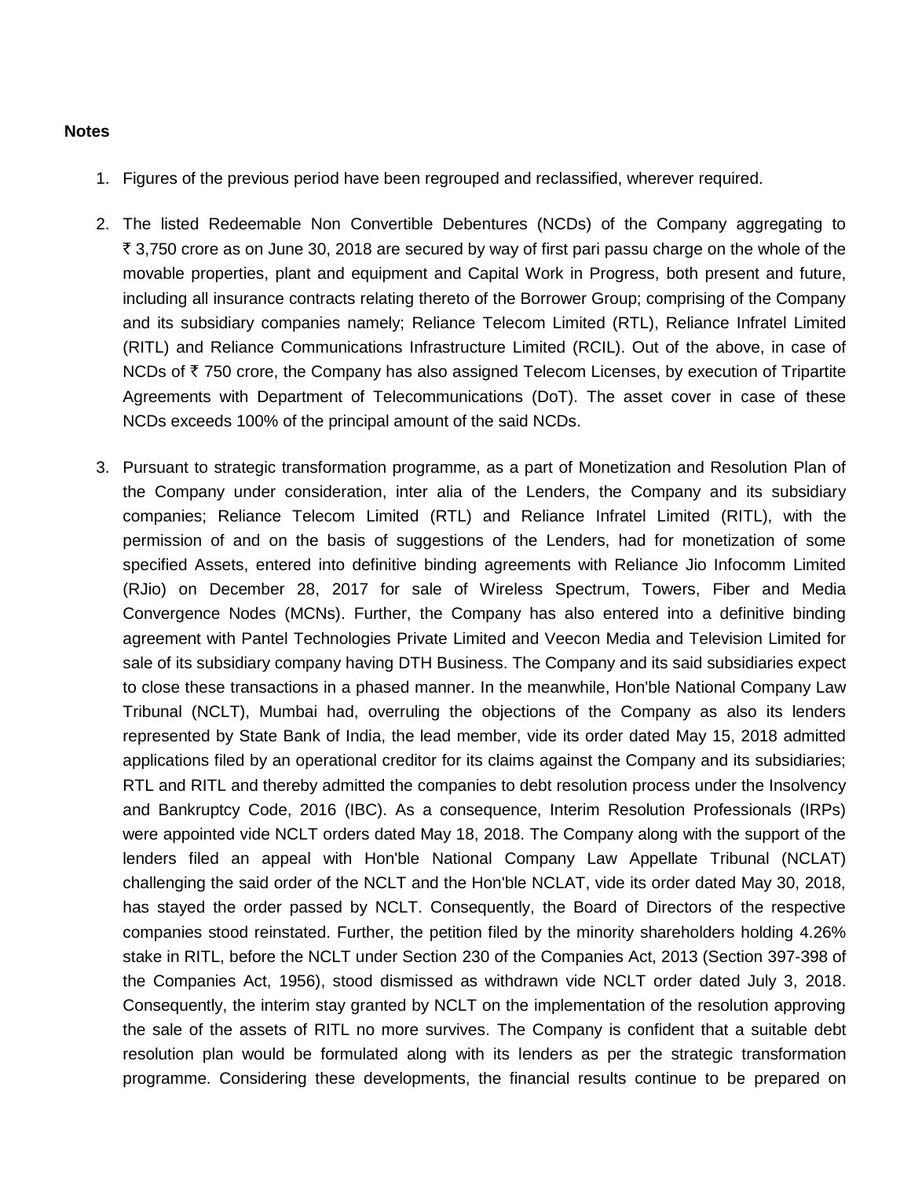**Notes**

1. Figures of the previous period have been regrouped and reclassified, wherever required.

2. The listed Redeemable Non Convertible Debentures (NCDs) of the Company aggregating to ₹ 3,750 crore as on June 30, 2018 are secured by way of first pari passu charge on the whole of the movable properties, plant and equipment and Capital Work in Progress, both present and future, including all insurance contracts relating thereto of the Borrower Group; comprising of the Company and its subsidiary companies namely; Reliance Telecom Limited (RTL), Reliance Infratel Limited (RITL) and Reliance Communications Infrastructure Limited (RCIL). Out of the above, in case of NCDs of ₹ 750 crore, the Company has also assigned Telecom Licenses, by execution of Tripartite Agreements with Department of Telecommunications (DoT). The asset cover in case of these NCDs exceeds 100% of the principal amount of the said NCDs.

3. Pursuant to strategic transformation programme, as a part of Monetization and Resolution Plan of the Company under consideration, inter alia of the Lenders, the Company and its subsidiary companies; Reliance Telecom Limited (RTL) and Reliance Infratel Limited (RITL), with the permission of and on the basis of suggestions of the Lenders, had for monetization of some specified Assets, entered into definitive binding agreements with Reliance Jio Infocomm Limited (RJio) on December 28, 2017 for sale of Wireless Spectrum, Towers, Fiber and Media Convergence Nodes (MCNs). Further, the Company has also entered into a definitive binding agreement with Pantel Technologies Private Limited and Veecon Media and Television Limited for sale of its subsidiary company having DTH Business. The Company and its said subsidiaries expect to close these transactions in a phased manner. In the meanwhile, Hon'ble National Company Law Tribunal (NCLT), Mumbai had, overruling the objections of the Company as also its lenders represented by State Bank of India, the lead member, vide its order dated May 15, 2018 admitted applications filed by an operational creditor for its claims against the Company and its subsidiaries; RTL and RITL and thereby admitted the companies to debt resolution process under the Insolvency and Bankruptcy Code, 2016 (IBC). As a consequence, Interim Resolution Professionals (IRPs) were appointed vide NCLT orders dated May 18, 2018. The Company along with the support of the lenders filed an appeal with Hon'ble National Company Law Appellate Tribunal (NCLAT) challenging the said order of the NCLT and the Hon'ble NCLAT, vide its order dated May 30, 2018, has stayed the order passed by NCLT. Consequently, the Board of Directors of the respective companies stood reinstated. Further, the petition filed by the minority shareholders holding 4.26% stake in RITL, before the NCLT under Section 230 of the Companies Act, 2013 (Section 397-398 of the Companies Act, 1956), stood dismissed as withdrawn vide NCLT order dated July 3, 2018. Consequently, the interim stay granted by NCLT on the implementation of the resolution approving the sale of the assets of RITL no more survives. The Company is confident that a suitable debt resolution plan would be formulated along with its lenders as per the strategic transformation programme. Considering these developments, the financial results continue to be prepared on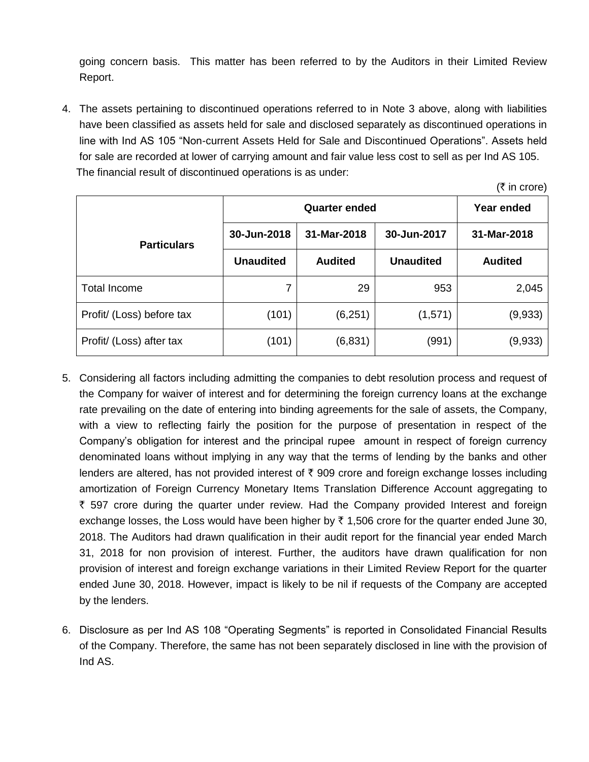going concern basis. This matter has been referred to by the Auditors in their Limited Review Report.

4. The assets pertaining to discontinued operations referred to in Note 3 above, along with liabilities have been classified as assets held for sale and disclosed separately as discontinued operations in line with Ind AS 105 "Non-current Assets Held for Sale and Discontinued Operations". Assets held for sale are recorded at lower of carrying amount and fair value less cost to sell as per Ind AS 105.

   The financial result of discontinued operations is as under:

(₹ in crore)

| Particulars | Quarter ended | | | Year ended |
|---|---|---|---|---|
| | 30-Jun-2018 | 31-Mar-2018 | 30-Jun-2017 | 31-Mar-2018 |
| | Unaudited | Audited | Unaudited | Audited |
| Total Income | 7 | 29 | 953 | 2,045 |
| Profit/ (Loss) before tax | (101) | (6,251) | (1,571) | (9,933) |
| Profit/ (Loss) after tax | (101) | (6,831) | (991) | (9,933) |

5. Considering all factors including admitting the companies to debt resolution process and request of the Company for waiver of interest and for determining the foreign currency loans at the exchange rate prevailing on the date of entering into binding agreements for the sale of assets, the Company, with a view to reflecting fairly the position for the purpose of presentation in respect of the Company's obligation for interest and the principal rupee amount in respect of foreign currency denominated loans without implying in any way that the terms of lending by the banks and other lenders are altered, has not provided interest of ₹ 909 crore and foreign exchange losses including amortization of Foreign Currency Monetary Items Translation Difference Account aggregating to ₹ 597 crore during the quarter under review. Had the Company provided Interest and foreign exchange losses, the Loss would have been higher by ₹ 1,506 crore for the quarter ended June 30, 2018. The Auditors had drawn qualification in their audit report for the financial year ended March 31, 2018 for non provision of interest. Further, the auditors have drawn qualification for non provision of interest and foreign exchange variations in their Limited Review Report for the quarter ended June 30, 2018. However, impact is likely to be nil if requests of the Company are accepted by the lenders.

6. Disclosure as per Ind AS 108 "Operating Segments" is reported in Consolidated Financial Results of the Company. Therefore, the same has not been separately disclosed in line with the provision of Ind AS.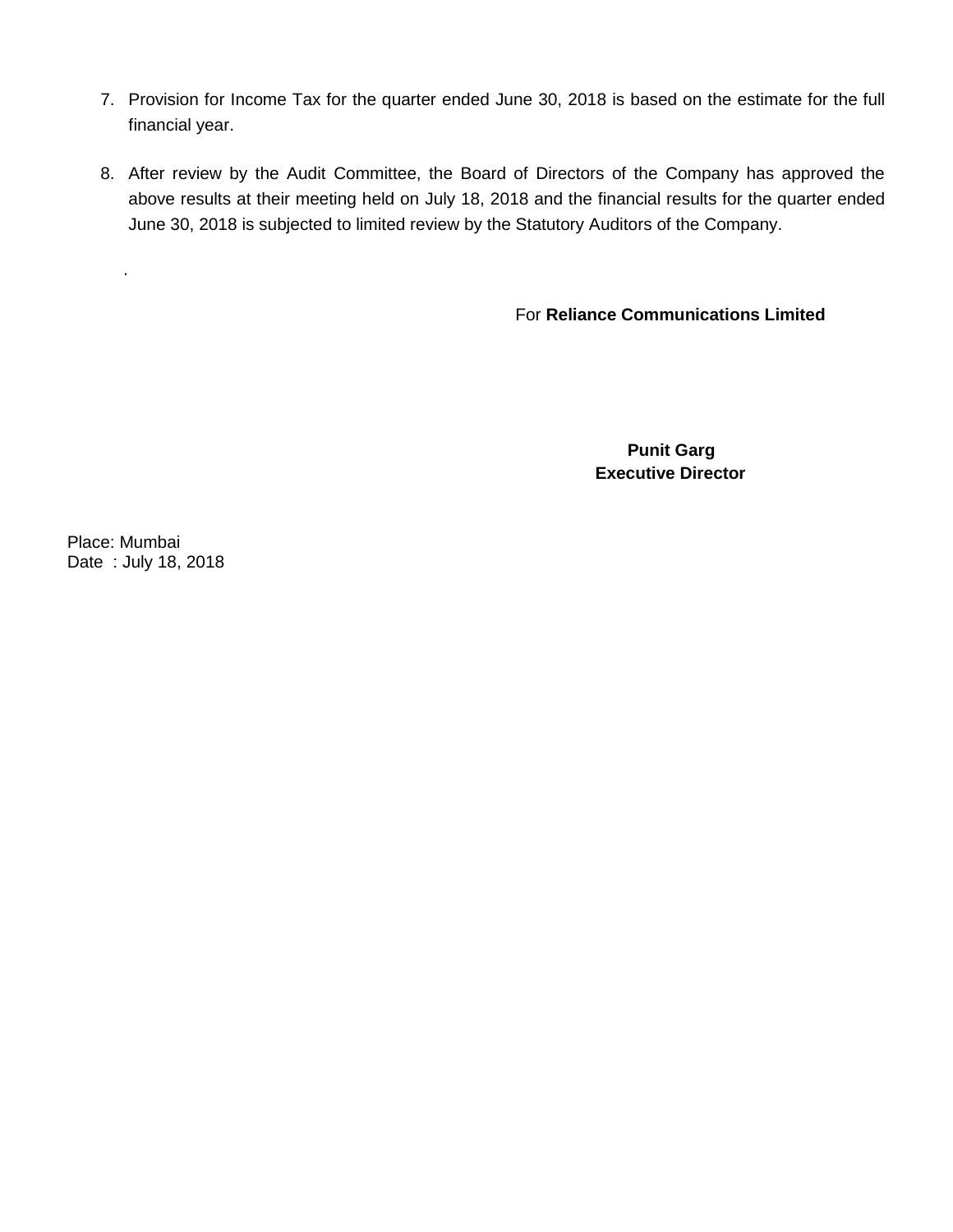7. Provision for Income Tax for the quarter ended June 30, 2018 is based on the estimate for the full financial year.

8. After review by the Audit Committee, the Board of Directors of the Company has approved the above results at their meeting held on July 18, 2018 and the financial results for the quarter ended June 30, 2018 is subjected to limited review by the Statutory Auditors of the Company.

.

For **Reliance Communications Limited**

**Punit Garg**
**Executive Director**

Place: Mumbai
Date : July 18, 2018